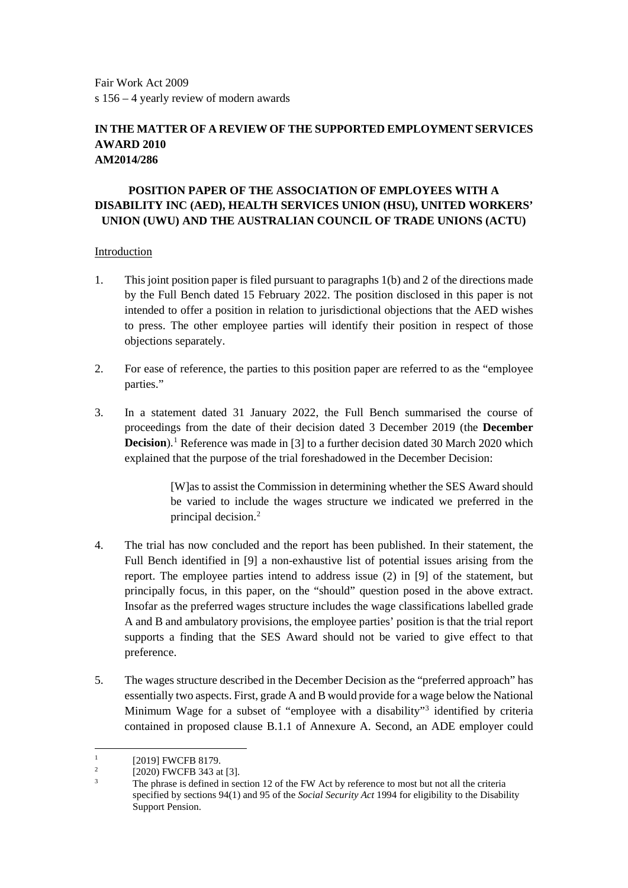Fair Work Act 2009
s 156 – 4 yearly review of modern awards

**IN THE MATTER OF A REVIEW OF THE SUPPORTED EMPLOYMENT SERVICES AWARD 2010**
**AM2014/286**

**POSITION PAPER OF THE ASSOCIATION OF EMPLOYEES WITH A DISABILITY INC (AED), HEALTH SERVICES UNION (HSU), UNITED WORKERS' UNION (UWU) AND THE AUSTRALIAN COUNCIL OF TRADE UNIONS (ACTU)**

Introduction

1. This joint position paper is filed pursuant to paragraphs 1(b) and 2 of the directions made by the Full Bench dated 15 February 2022. The position disclosed in this paper is not intended to offer a position in relation to jurisdictional objections that the AED wishes to press. The other employee parties will identify their position in respect of those objections separately.

2. For ease of reference, the parties to this position paper are referred to as the "employee parties."

3. In a statement dated 31 January 2022, the Full Bench summarised the course of proceedings from the date of their decision dated 3 December 2019 (the **December Decision**).[1] Reference was made in [3] to a further decision dated 30 March 2020 which explained that the purpose of the trial foreshadowed in the December Decision:

> [W]as to assist the Commission in determining whether the SES Award should be varied to include the wages structure we indicated we preferred in the principal decision.[2]

4. The trial has now concluded and the report has been published. In their statement, the Full Bench identified in [9] a non-exhaustive list of potential issues arising from the report. The employee parties intend to address issue (2) in [9] of the statement, but principally focus, in this paper, on the "should" question posed in the above extract. Insofar as the preferred wages structure includes the wage classifications labelled grade A and B and ambulatory provisions, the employee parties' position is that the trial report supports a finding that the SES Award should not be varied to give effect to that preference.

5. The wages structure described in the December Decision as the "preferred approach" has essentially two aspects. First, grade A and B would provide for a wage below the National Minimum Wage for a subset of "employee with a disability"[3] identified by criteria contained in proposed clause B.1.1 of Annexure A. Second, an ADE employer could

---

[1] [2019] FWCFB 8179.

[2] [2020] FWCFB 343 at [3].

[3] The phrase is defined in section 12 of the FW Act by reference to most but not all the criteria specified by sections 94(1) and 95 of the *Social Security Act* 1994 for eligibility to the Disability Support Pension.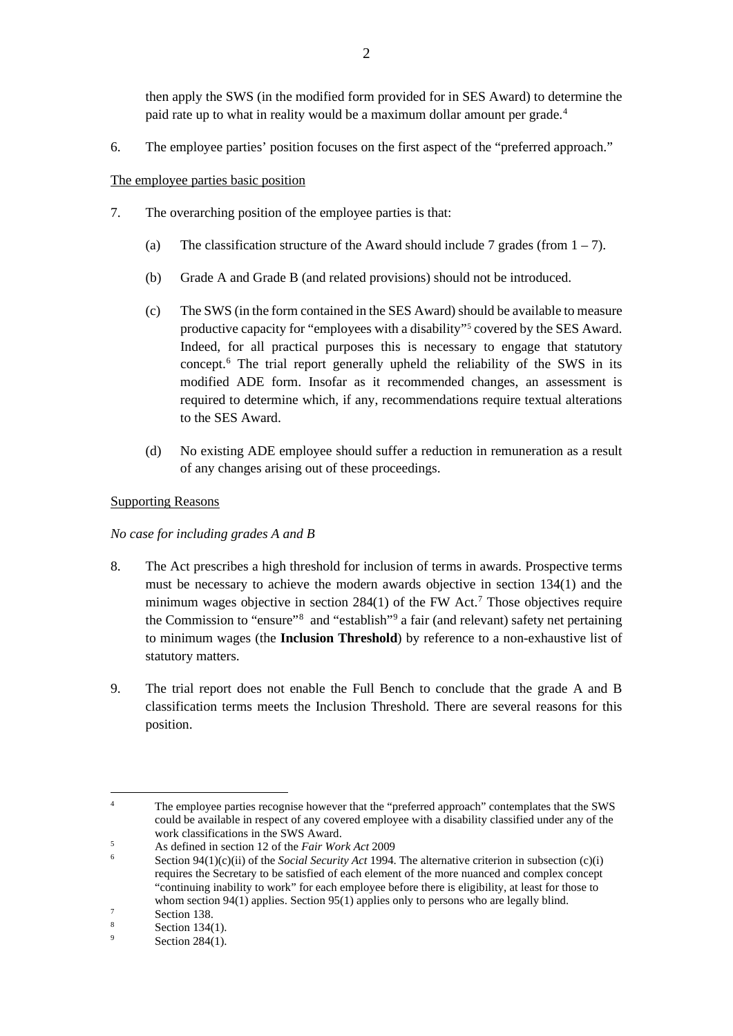then apply the SWS (in the modified form provided for in SES Award) to determine the paid rate up to what in reality would be a maximum dollar amount per grade.[4]

6. The employee parties' position focuses on the first aspect of the "preferred approach."

The employee parties basic position

7. The overarching position of the employee parties is that:

   (a) The classification structure of the Award should include 7 grades (from 1 – 7).

   (b) Grade A and Grade B (and related provisions) should not be introduced.

   (c) The SWS (in the form contained in the SES Award) should be available to measure productive capacity for "employees with a disability"[5] covered by the SES Award. Indeed, for all practical purposes this is necessary to engage that statutory concept.[6] The trial report generally upheld the reliability of the SWS in its modified ADE form. Insofar as it recommended changes, an assessment is required to determine which, if any, recommendations require textual alterations to the SES Award.

   (d) No existing ADE employee should suffer a reduction in remuneration as a result of any changes arising out of these proceedings.

Supporting Reasons

*No case for including grades A and B*

8. The Act prescribes a high threshold for inclusion of terms in awards. Prospective terms must be necessary to achieve the modern awards objective in section 134(1) and the minimum wages objective in section 284(1) of the FW Act.[7] Those objectives require the Commission to "ensure"[8] and "establish"[9] a fair (and relevant) safety net pertaining to minimum wages (the **Inclusion Threshold**) by reference to a non-exhaustive list of statutory matters.

9. The trial report does not enable the Full Bench to conclude that the grade A and B classification terms meets the Inclusion Threshold. There are several reasons for this position.

---

[4] The employee parties recognise however that the "preferred approach" contemplates that the SWS could be available in respect of any covered employee with a disability classified under any of the work classifications in the SWS Award.

[5] As defined in section 12 of the *Fair Work Act* 2009

[6] Section 94(1)(c)(ii) of the *Social Security Act* 1994. The alternative criterion in subsection (c)(i) requires the Secretary to be satisfied of each element of the more nuanced and complex concept "continuing inability to work" for each employee before there is eligibility, at least for those to whom section 94(1) applies. Section 95(1) applies only to persons who are legally blind.

[7] Section 138.

[8] Section 134(1).

[9] Section 284(1).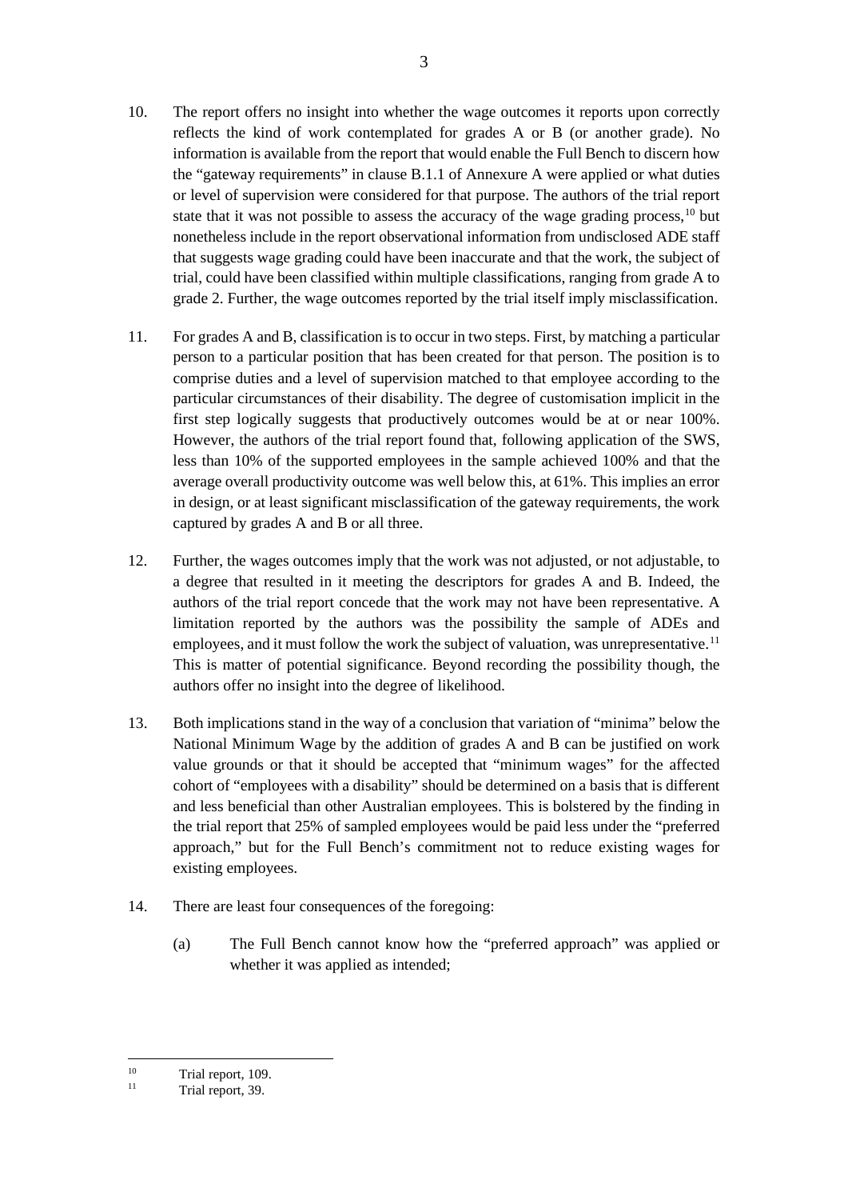10. The report offers no insight into whether the wage outcomes it reports upon correctly reflects the kind of work contemplated for grades A or B (or another grade). No information is available from the report that would enable the Full Bench to discern how the "gateway requirements" in clause B.1.1 of Annexure A were applied or what duties or level of supervision were considered for that purpose. The authors of the trial report state that it was not possible to assess the accuracy of the wage grading process,[10] but nonetheless include in the report observational information from undisclosed ADE staff that suggests wage grading could have been inaccurate and that the work, the subject of trial, could have been classified within multiple classifications, ranging from grade A to grade 2. Further, the wage outcomes reported by the trial itself imply misclassification.

11. For grades A and B, classification is to occur in two steps. First, by matching a particular person to a particular position that has been created for that person. The position is to comprise duties and a level of supervision matched to that employee according to the particular circumstances of their disability. The degree of customisation implicit in the first step logically suggests that productively outcomes would be at or near 100%. However, the authors of the trial report found that, following application of the SWS, less than 10% of the supported employees in the sample achieved 100% and that the average overall productivity outcome was well below this, at 61%. This implies an error in design, or at least significant misclassification of the gateway requirements, the work captured by grades A and B or all three.

12. Further, the wages outcomes imply that the work was not adjusted, or not adjustable, to a degree that resulted in it meeting the descriptors for grades A and B. Indeed, the authors of the trial report concede that the work may not have been representative. A limitation reported by the authors was the possibility the sample of ADEs and employees, and it must follow the work the subject of valuation, was unrepresentative.[11] This is matter of potential significance. Beyond recording the possibility though, the authors offer no insight into the degree of likelihood.

13. Both implications stand in the way of a conclusion that variation of "minima" below the National Minimum Wage by the addition of grades A and B can be justified on work value grounds or that it should be accepted that "minimum wages" for the affected cohort of "employees with a disability" should be determined on a basis that is different and less beneficial than other Australian employees. This is bolstered by the finding in the trial report that 25% of sampled employees would be paid less under the "preferred approach," but for the Full Bench's commitment not to reduce existing wages for existing employees.

14. There are least four consequences of the foregoing:

    (a) The Full Bench cannot know how the "preferred approach" was applied or whether it was applied as intended;

---

[10] Trial report, 109.

[11] Trial report, 39.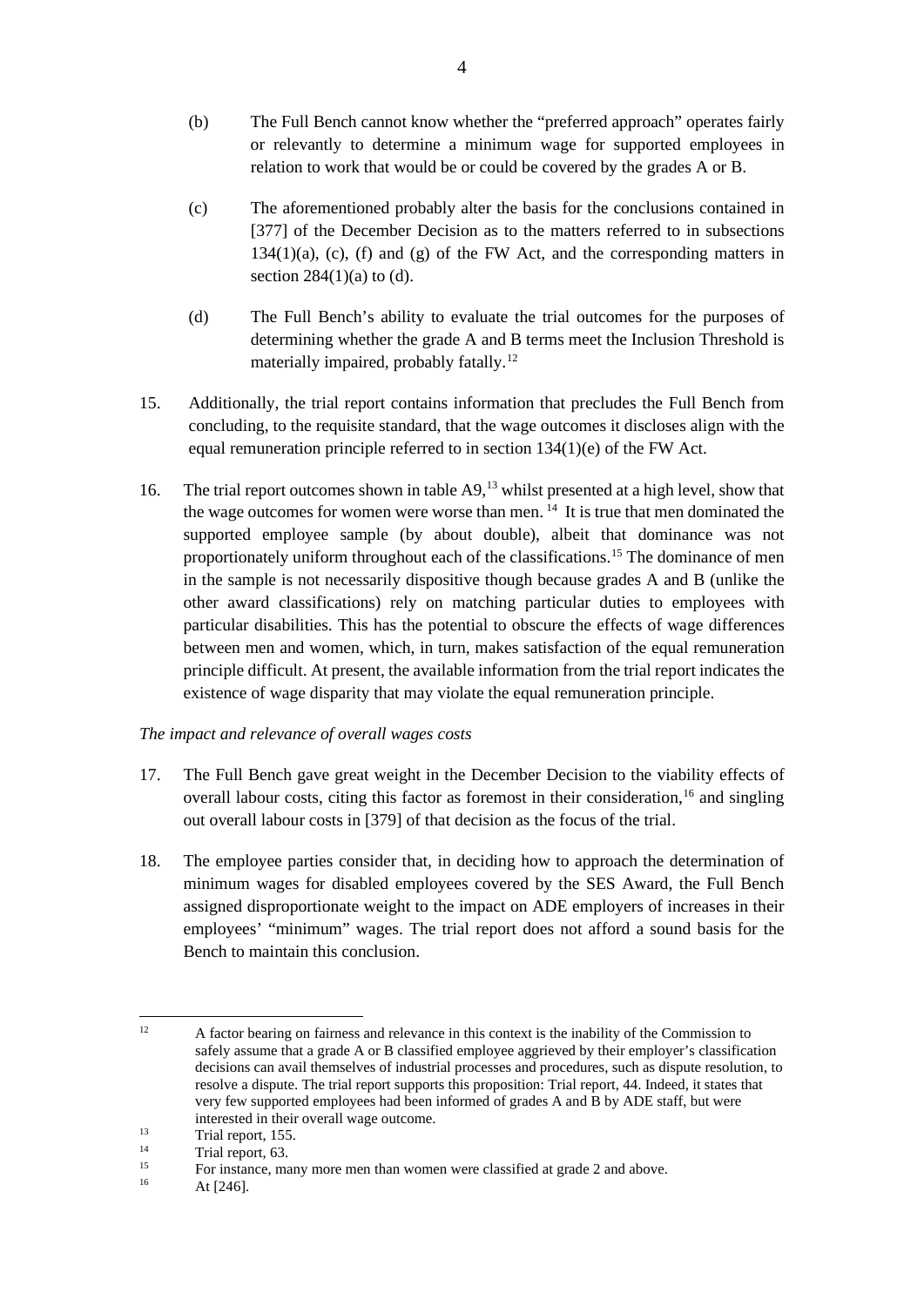(b) The Full Bench cannot know whether the "preferred approach" operates fairly or relevantly to determine a minimum wage for supported employees in relation to work that would be or could be covered by the grades A or B.

(c) The aforementioned probably alter the basis for the conclusions contained in [377] of the December Decision as to the matters referred to in subsections 134(1)(a), (c), (f) and (g) of the FW Act, and the corresponding matters in section 284(1)(a) to (d).

(d) The Full Bench's ability to evaluate the trial outcomes for the purposes of determining whether the grade A and B terms meet the Inclusion Threshold is materially impaired, probably fatally.[12]

15. Additionally, the trial report contains information that precludes the Full Bench from concluding, to the requisite standard, that the wage outcomes it discloses align with the equal remuneration principle referred to in section 134(1)(e) of the FW Act.

16. The trial report outcomes shown in table A9,[13] whilst presented at a high level, show that the wage outcomes for women were worse than men.[14] It is true that men dominated the supported employee sample (by about double), albeit that dominance was not proportionately uniform throughout each of the classifications.[15] The dominance of men in the sample is not necessarily dispositive though because grades A and B (unlike the other award classifications) rely on matching particular duties to employees with particular disabilities. This has the potential to obscure the effects of wage differences between men and women, which, in turn, makes satisfaction of the equal remuneration principle difficult. At present, the available information from the trial report indicates the existence of wage disparity that may violate the equal remuneration principle.

*The impact and relevance of overall wages costs*

17. The Full Bench gave great weight in the December Decision to the viability effects of overall labour costs, citing this factor as foremost in their consideration,[16] and singling out overall labour costs in [379] of that decision as the focus of the trial.

18. The employee parties consider that, in deciding how to approach the determination of minimum wages for disabled employees covered by the SES Award, the Full Bench assigned disproportionate weight to the impact on ADE employers of increases in their employees' "minimum" wages. The trial report does not afford a sound basis for the Bench to maintain this conclusion.

---

[12] A factor bearing on fairness and relevance in this context is the inability of the Commission to safely assume that a grade A or B classified employee aggrieved by their employer's classification decisions can avail themselves of industrial processes and procedures, such as dispute resolution, to resolve a dispute. The trial report supports this proposition: Trial report, 44. Indeed, it states that very few supported employees had been informed of grades A and B by ADE staff, but were interested in their overall wage outcome.

[13] Trial report, 155.

[14] Trial report, 63.

[15] For instance, many more men than women were classified at grade 2 and above.

[16] At [246].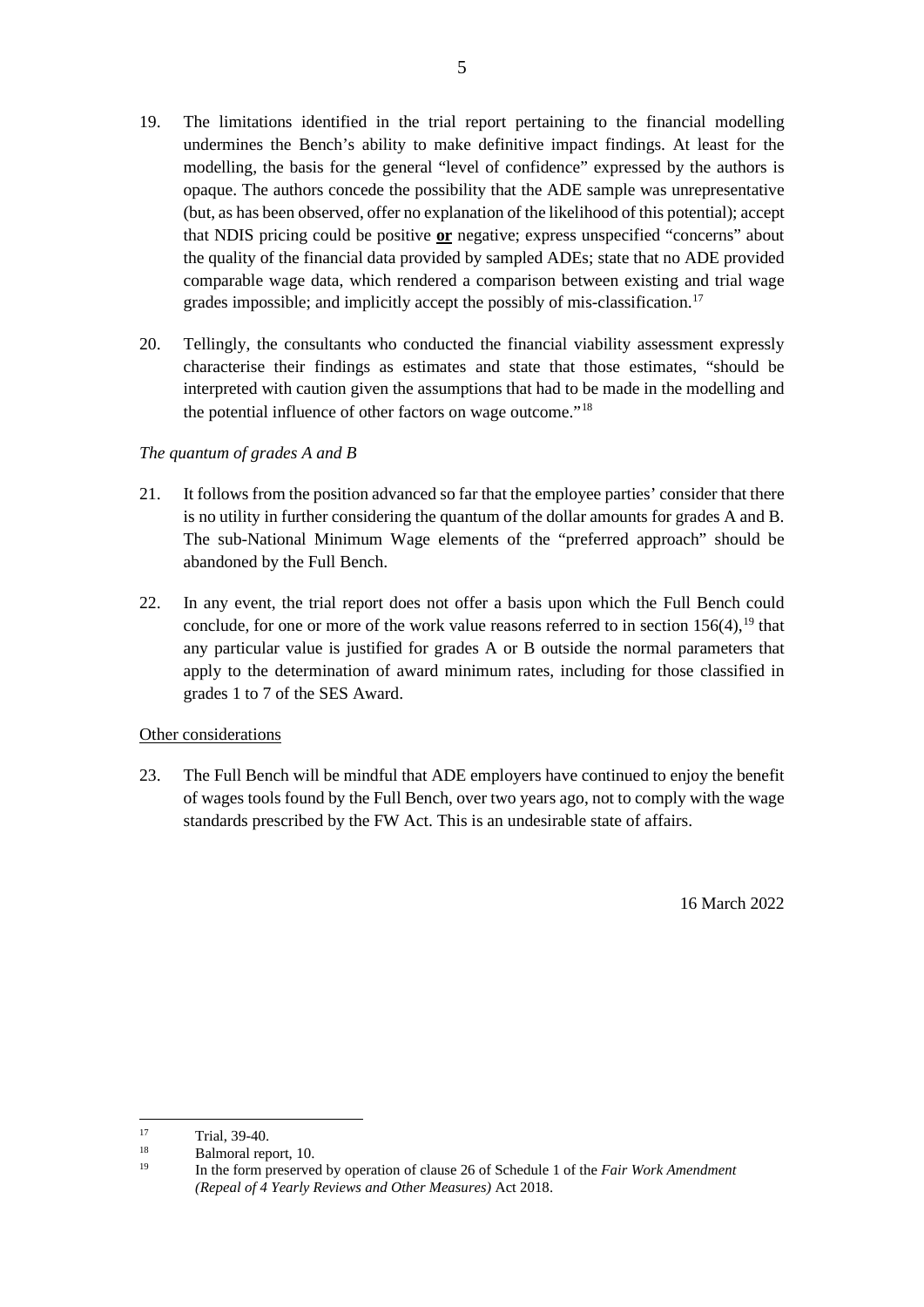19. The limitations identified in the trial report pertaining to the financial modelling undermines the Bench's ability to make definitive impact findings. At least for the modelling, the basis for the general "level of confidence" expressed by the authors is opaque. The authors concede the possibility that the ADE sample was unrepresentative (but, as has been observed, offer no explanation of the likelihood of this potential); accept that NDIS pricing could be positive **or** negative; express unspecified "concerns" about the quality of the financial data provided by sampled ADEs; state that no ADE provided comparable wage data, which rendered a comparison between existing and trial wage grades impossible; and implicitly accept the possibly of mis-classification.[17]

20. Tellingly, the consultants who conducted the financial viability assessment expressly characterise their findings as estimates and state that those estimates, "should be interpreted with caution given the assumptions that had to be made in the modelling and the potential influence of other factors on wage outcome."[18]

*The quantum of grades A and B*

21. It follows from the position advanced so far that the employee parties' consider that there is no utility in further considering the quantum of the dollar amounts for grades A and B. The sub-National Minimum Wage elements of the "preferred approach" should be abandoned by the Full Bench.

22. In any event, the trial report does not offer a basis upon which the Full Bench could conclude, for one or more of the work value reasons referred to in section 156(4),[19] that any particular value is justified for grades A or B outside the normal parameters that apply to the determination of award minimum rates, including for those classified in grades 1 to 7 of the SES Award.

<u>Other considerations</u>

23. The Full Bench will be mindful that ADE employers have continued to enjoy the benefit of wages tools found by the Full Bench, over two years ago, not to comply with the wage standards prescribed by the FW Act. This is an undesirable state of affairs.

16 March 2022

---

[17] Trial, 39-40.

[18] Balmoral report, 10.

[19] In the form preserved by operation of clause 26 of Schedule 1 of the *Fair Work Amendment (Repeal of 4 Yearly Reviews and Other Measures)* Act 2018.